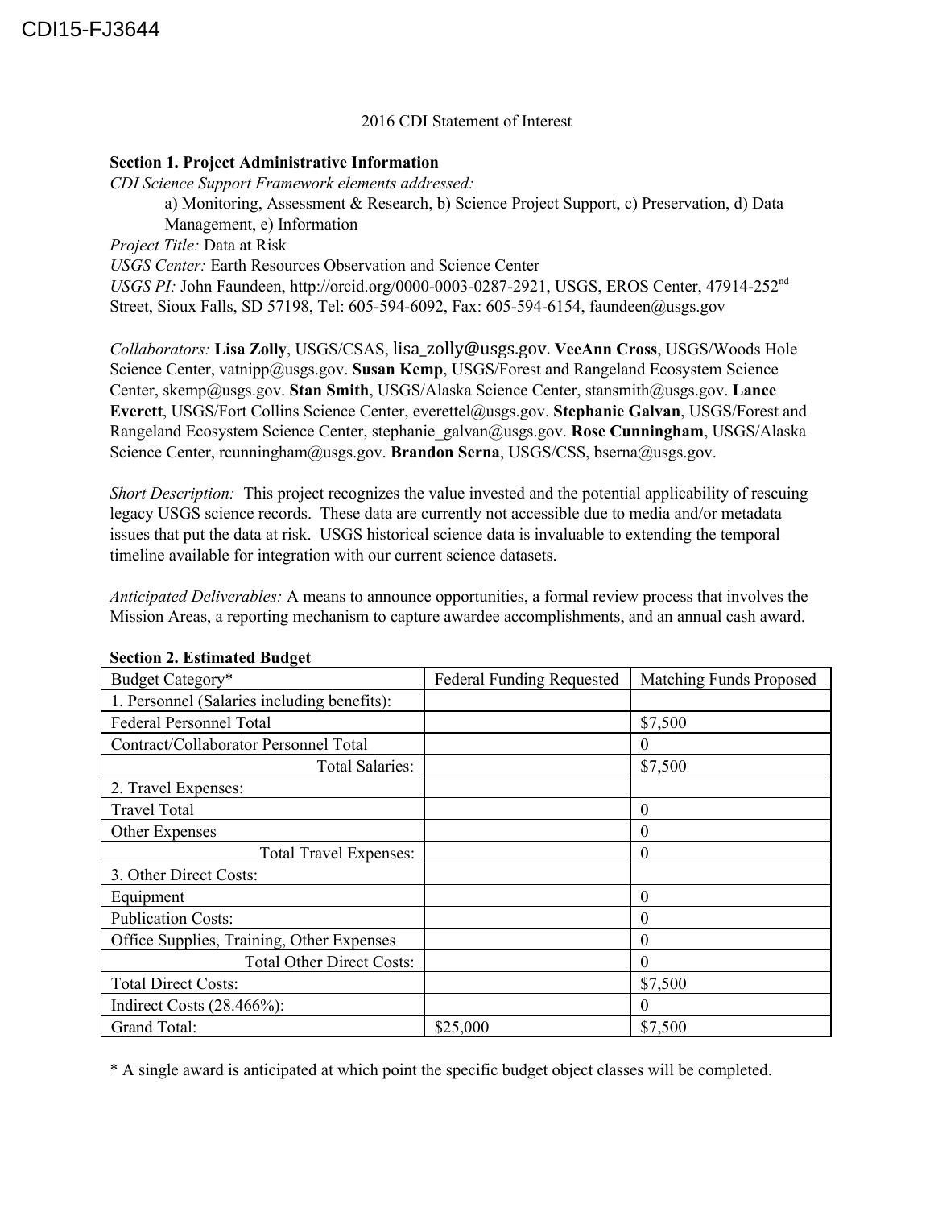CDI15-FJ3644

2016 CDI Statement of Interest

**Section 1. Project Administrative Information**

*CDI Science Support Framework elements addressed:*

a) Monitoring, Assessment & Research, b) Science Project Support, c) Preservation, d) Data Management, e) Information

*Project Title:* Data at Risk

*USGS Center:* Earth Resources Observation and Science Center

*USGS PI:* John Faundeen, http://orcid.org/0000-0003-0287-2921, USGS, EROS Center, 47914-252nd Street, Sioux Falls, SD 57198, Tel: 605-594-6092, Fax: 605-594-6154, faundeen@usgs.gov

*Collaborators:* **Lisa Zolly**, USGS/CSAS, lisa_zolly@usgs.gov. **VeeAnn Cross**, USGS/Woods Hole Science Center, vatnipp@usgs.gov. **Susan Kemp**, USGS/Forest and Rangeland Ecosystem Science Center, skemp@usgs.gov. **Stan Smith**, USGS/Alaska Science Center, stansmith@usgs.gov. **Lance Everett**, USGS/Fort Collins Science Center, everettel@usgs.gov. **Stephanie Galvan**, USGS/Forest and Rangeland Ecosystem Science Center, stephanie_galvan@usgs.gov. **Rose Cunningham**, USGS/Alaska Science Center, rcunningham@usgs.gov. **Brandon Serna**, USGS/CSS, bserna@usgs.gov.

*Short Description:* This project recognizes the value invested and the potential applicability of rescuing legacy USGS science records. These data are currently not accessible due to media and/or metadata issues that put the data at risk. USGS historical science data is invaluable to extending the temporal timeline available for integration with our current science datasets.

*Anticipated Deliverables:* A means to announce opportunities, a formal review process that involves the Mission Areas, a reporting mechanism to capture awardee accomplishments, and an annual cash award.

**Section 2. Estimated Budget**

| Budget Category* | Federal Funding Requested | Matching Funds Proposed |
|---|---|---|
| 1. Personnel (Salaries including benefits): | | |
| Federal Personnel Total | | $7,500 |
| Contract/Collaborator Personnel Total | | 0 |
| Total Salaries: | | $7,500 |
| 2. Travel Expenses: | | |
| Travel Total | | 0 |
| Other Expenses | | 0 |
| Total Travel Expenses: | | 0 |
| 3. Other Direct Costs: | | |
| Equipment | | 0 |
| Publication Costs: | | 0 |
| Office Supplies, Training, Other Expenses | | 0 |
| Total Other Direct Costs: | | 0 |
| Total Direct Costs: | | $7,500 |
| Indirect Costs (28.466%): | | 0 |
| Grand Total: | $25,000 | $7,500 |

* A single award is anticipated at which point the specific budget object classes will be completed.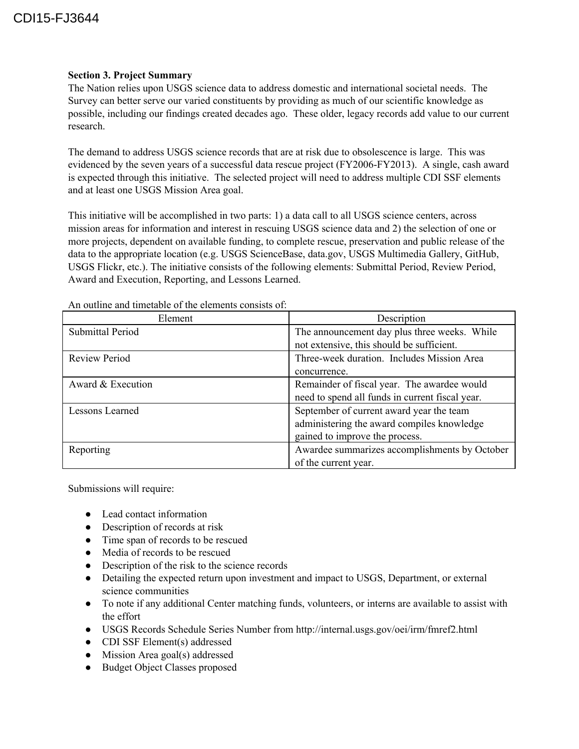**Section 3. Project Summary**

The Nation relies upon USGS science data to address domestic and international societal needs. The Survey can better serve our varied constituents by providing as much of our scientific knowledge as possible, including our findings created decades ago. These older, legacy records add value to our current research.

The demand to address USGS science records that are at risk due to obsolescence is large. This was evidenced by the seven years of a successful data rescue project (FY2006-FY2013). A single, cash award is expected through this initiative. The selected project will need to address multiple CDI SSF elements and at least one USGS Mission Area goal.

This initiative will be accomplished in two parts: 1) a data call to all USGS science centers, across mission areas for information and interest in rescuing USGS science data and 2) the selection of one or more projects, dependent on available funding, to complete rescue, preservation and public release of the data to the appropriate location (e.g. USGS ScienceBase, data.gov, USGS Multimedia Gallery, GitHub, USGS Flickr, etc.). The initiative consists of the following elements: Submittal Period, Review Period, Award and Execution, Reporting, and Lessons Learned.

An outline and timetable of the elements consists of:

| Element | Description |
|---|---|
| Submittal Period | The announcement day plus three weeks. While not extensive, this should be sufficient. |
| Review Period | Three-week duration. Includes Mission Area concurrence. |
| Award & Execution | Remainder of fiscal year. The awardee would need to spend all funds in current fiscal year. |
| Lessons Learned | September of current award year the team administering the award compiles knowledge gained to improve the process. |
| Reporting | Awardee summarizes accomplishments by October of the current year. |

Submissions will require:

- Lead contact information
- Description of records at risk
- Time span of records to be rescued
- Media of records to be rescued
- Description of the risk to the science records
- Detailing the expected return upon investment and impact to USGS, Department, or external science communities
- To note if any additional Center matching funds, volunteers, or interns are available to assist with the effort
- USGS Records Schedule Series Number from http://internal.usgs.gov/oei/irm/fmref2.html
- CDI SSF Element(s) addressed
- Mission Area goal(s) addressed
- Budget Object Classes proposed